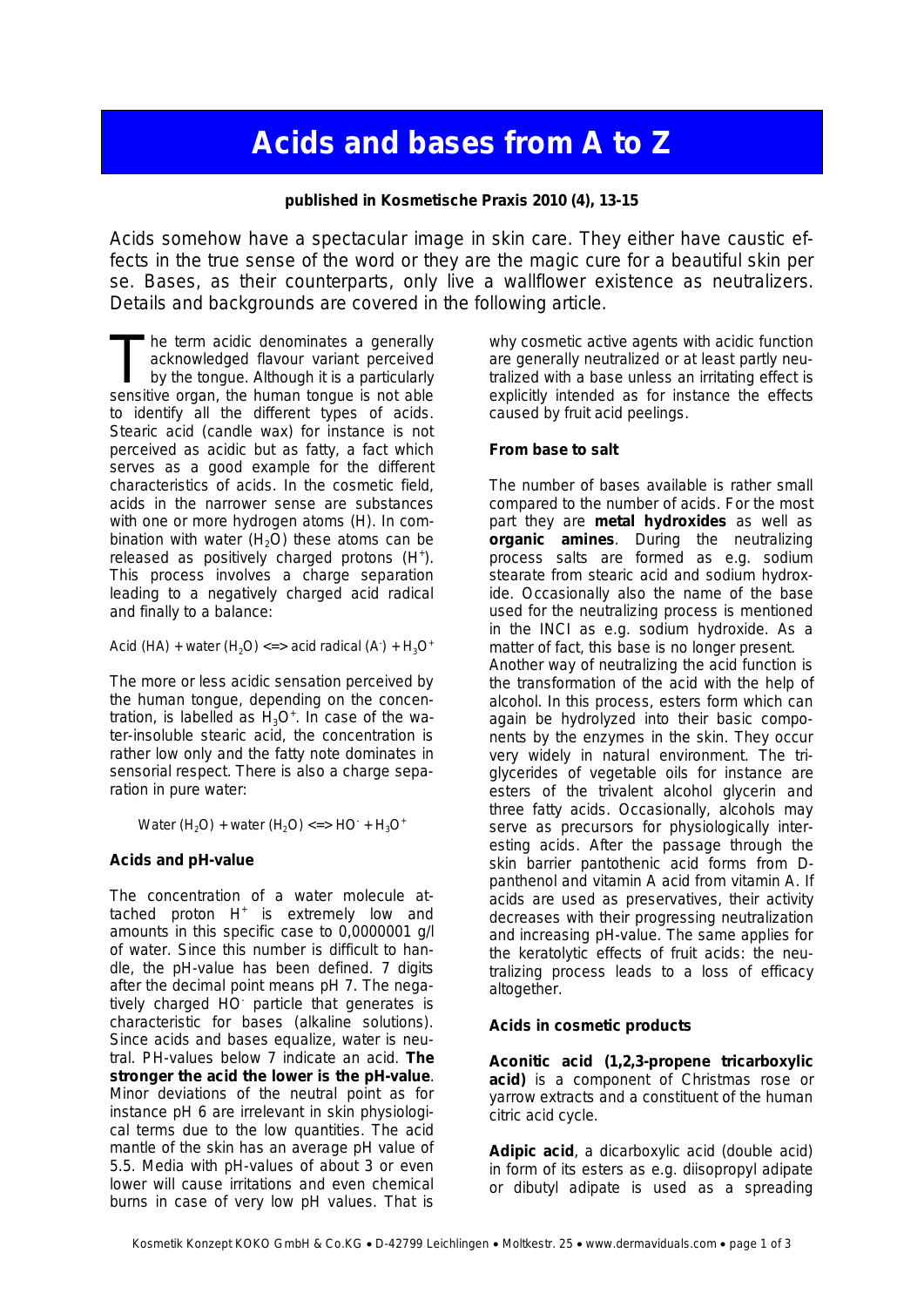# Acids and bases from A to Z

**published in Kosmetische Praxis 2010 (4), 13-15**

Acids somehow have a spectacular image in skin care. They either have caustic effects in the true sense of the word or they are the magic cure for a beautiful skin per se. Bases, as their counterparts, only live a wallflower existence as neutralizers. Details and backgrounds are covered in the following article.

The term acidic denominates a generally acknowledged flavour variant perceived by the tongue. Although it is a particularly sensitive organ, the human tongue is not able to identify all the different types of acids. Stearic acid (candle wax) for instance is not perceived as acidic but as fatty, a fact which serves as a good example for the different characteristics of acids. In the cosmetic field, acids in the narrower sense are substances with one or more hydrogen atoms (H). In combination with water ($H_2O$) these atoms can be released as positively charged protons ($H^+$). This process involves a charge separation leading to a negatively charged acid radical and finally to a balance:

Acid (HA) + water ($H_2O$) <=> acid radical ($A^-$) + $H_3O^+$

The more or less acidic sensation perceived by the human tongue, depending on the concentration, is labelled as $H_3O^+$. In case of the water-insoluble stearic acid, the concentration is rather low only and the fatty note dominates in sensorial respect. There is also a charge separation in pure water:

Water ($H_2O$) + water ($H_2O$) <=> $HO^-$ + $H_3O^+$

### Acids and pH-value

The concentration of a water molecule attached proton $H^+$ is extremely low and amounts in this specific case to 0,0000001 g/l of water. Since this number is difficult to handle, the pH-value has been defined. 7 digits after the decimal point means pH 7. The negatively charged $HO^-$ particle that generates is characteristic for bases (alkaline solutions). Since acids and bases equalize, water is neutral. PH-values below 7 indicate an acid. **The stronger the acid the lower is the pH-value**. Minor deviations of the neutral point as for instance pH 6 are irrelevant in skin physiological terms due to the low quantities. The acid mantle of the skin has an average pH value of 5.5. Media with pH-values of about 3 or even lower will cause irritations and even chemical burns in case of very low pH values. That is why cosmetic active agents with acidic function are generally neutralized or at least partly neutralized with a base unless an irritating effect is explicitly intended as for instance the effects caused by fruit acid peelings.

### From base to salt

The number of bases available is rather small compared to the number of acids. For the most part they are **metal hydroxides** as well as **organic amines**. During the neutralizing process salts are formed as e.g. sodium stearate from stearic acid and sodium hydroxide. Occasionally also the name of the base used for the neutralizing process is mentioned in the INCI as e.g. sodium hydroxide. As a matter of fact, this base is no longer present.
Another way of neutralizing the acid function is the transformation of the acid with the help of alcohol. In this process, esters form which can again be hydrolyzed into their basic components by the enzymes in the skin. They occur very widely in natural environment. The triglycerides of vegetable oils for instance are esters of the trivalent alcohol glycerin and three fatty acids. Occasionally, alcohols may serve as precursors for physiologically interesting acids. After the passage through the skin barrier pantothenic acid forms from D-panthenol and vitamin A acid from vitamin A. If acids are used as preservatives, their activity decreases with their progressing neutralization and increasing pH-value. The same applies for the keratolytic effects of fruit acids: the neutralizing process leads to a loss of efficacy altogether.

### Acids in cosmetic products

**Aconitic acid (1,2,3-propene tricarboxylic acid)** is a component of Christmas rose or yarrow extracts and a constituent of the human citric acid cycle.

**Adipic acid**, a dicarboxylic acid (double acid) in form of its esters as e.g. diisopropyl adipate or dibutyl adipate is used as a spreading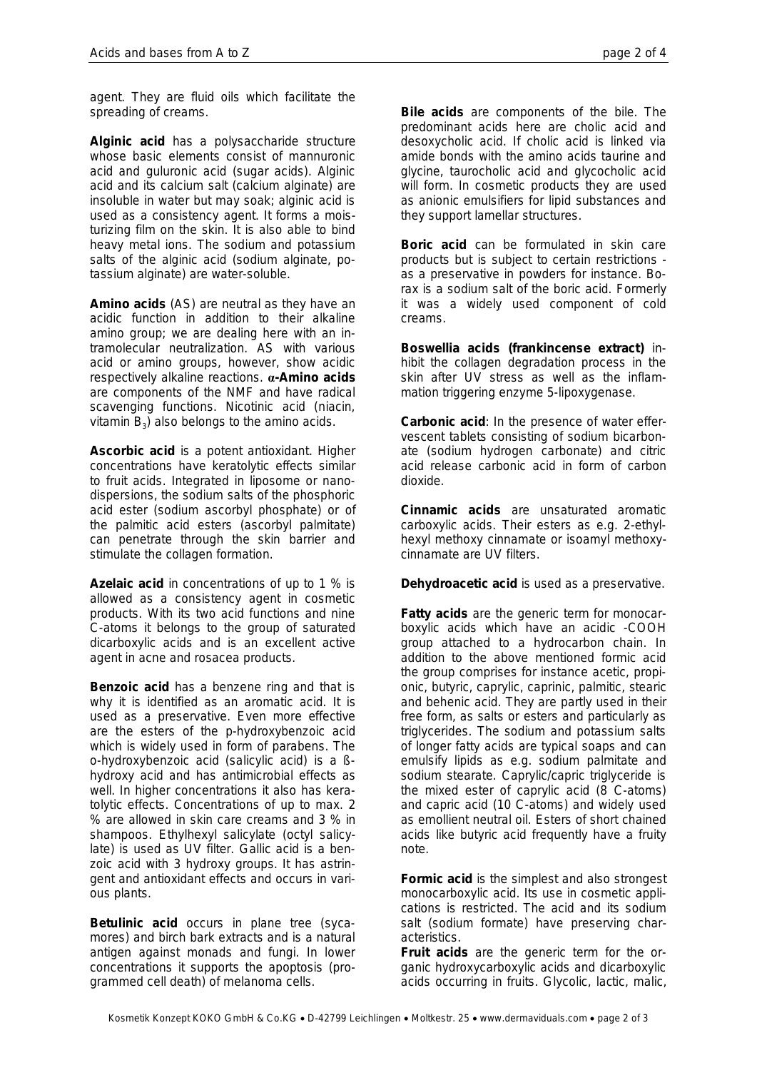agent. They are fluid oils which facilitate the spreading of creams.

**Alginic acid** has a polysaccharide structure whose basic elements consist of mannuronic acid and guluronic acid (sugar acids). Alginic acid and its calcium salt (calcium alginate) are insoluble in water but may soak; alginic acid is used as a consistency agent. It forms a moisturizing film on the skin. It is also able to bind heavy metal ions. The sodium and potassium salts of the alginic acid (sodium alginate, potassium alginate) are water-soluble.

**Amino acids** (AS) are neutral as they have an acidic function in addition to their alkaline amino group; we are dealing here with an intramolecular neutralization. AS with various acid or amino groups, however, show acidic respectively alkaline reactions. **α-Amino acids** are components of the NMF and have radical scavenging functions. Nicotinic acid (niacin, vitamin $B_3$) also belongs to the amino acids.

**Ascorbic acid** is a potent antioxidant. Higher concentrations have keratolytic effects similar to fruit acids. Integrated in liposome or nanodispersions, the sodium salts of the phosphoric acid ester (sodium ascorbyl phosphate) or of the palmitic acid esters (ascorbyl palmitate) can penetrate through the skin barrier and stimulate the collagen formation.

**Azelaic acid** in concentrations of up to 1 % is allowed as a consistency agent in cosmetic products. With its two acid functions and nine C-atoms it belongs to the group of saturated dicarboxylic acids and is an excellent active agent in acne and rosacea products.

**Benzoic acid** has a benzene ring and that is why it is identified as an aromatic acid. It is used as a preservative. Even more effective are the esters of the p-hydroxybenzoic acid which is widely used in form of parabens. The o-hydroxybenzoic acid (salicylic acid) is a ß-hydroxy acid and has antimicrobial effects as well. In higher concentrations it also has keratolytic effects. Concentrations of up to max. 2 % are allowed in skin care creams and 3 % in shampoos. Ethylhexyl salicylate (octyl salicylate) is used as UV filter. Gallic acid is a benzoic acid with 3 hydroxy groups. It has astringent and antioxidant effects and occurs in various plants.

**Betulinic acid** occurs in plane tree (sycamores) and birch bark extracts and is a natural antigen against monads and fungi. In lower concentrations it supports the apoptosis (programmed cell death) of melanoma cells.

**Bile acids** are components of the bile. The predominant acids here are cholic acid and desoxycholic acid. If cholic acid is linked via amide bonds with the amino acids taurine and glycine, taurocholic acid and glycocholic acid will form. In cosmetic products they are used as anionic emulsifiers for lipid substances and they support lamellar structures.

**Boric acid** can be formulated in skin care products but is subject to certain restrictions - as a preservative in powders for instance. Borax is a sodium salt of the boric acid. Formerly it was a widely used component of cold creams.

**Boswellia acids (frankincense extract)** inhibit the collagen degradation process in the skin after UV stress as well as the inflammation triggering enzyme 5-lipoxygenase.

**Carbonic acid**: In the presence of water effervescent tablets consisting of sodium bicarbonate (sodium hydrogen carbonate) and citric acid release carbonic acid in form of carbon dioxide.

**Cinnamic acids** are unsaturated aromatic carboxylic acids. Their esters as e.g. 2-ethylhexyl methoxy cinnamate or isoamyl methoxycinnamate are UV filters.

**Dehydroacetic acid** is used as a preservative.

**Fatty acids** are the generic term for monocarboxylic acids which have an acidic -COOH group attached to a hydrocarbon chain. In addition to the above mentioned formic acid the group comprises for instance acetic, propionic, butyric, caprylic, caprinic, palmitic, stearic and behenic acid. They are partly used in their free form, as salts or esters and particularly as triglycerides. The sodium and potassium salts of longer fatty acids are typical soaps and can emulsify lipids as e.g. sodium palmitate and sodium stearate. Caprylic/capric triglyceride is the mixed ester of caprylic acid (8 C-atoms) and capric acid (10 C-atoms) and widely used as emollient neutral oil. Esters of short chained acids like butyric acid frequently have a fruity note.

**Formic acid** is the simplest and also strongest monocarboxylic acid. Its use in cosmetic applications is restricted. The acid and its sodium salt (sodium formate) have preserving characteristics.

**Fruit acids** are the generic term for the organic hydroxycarboxylic acids and dicarboxylic acids occurring in fruits. Glycolic, lactic, malic,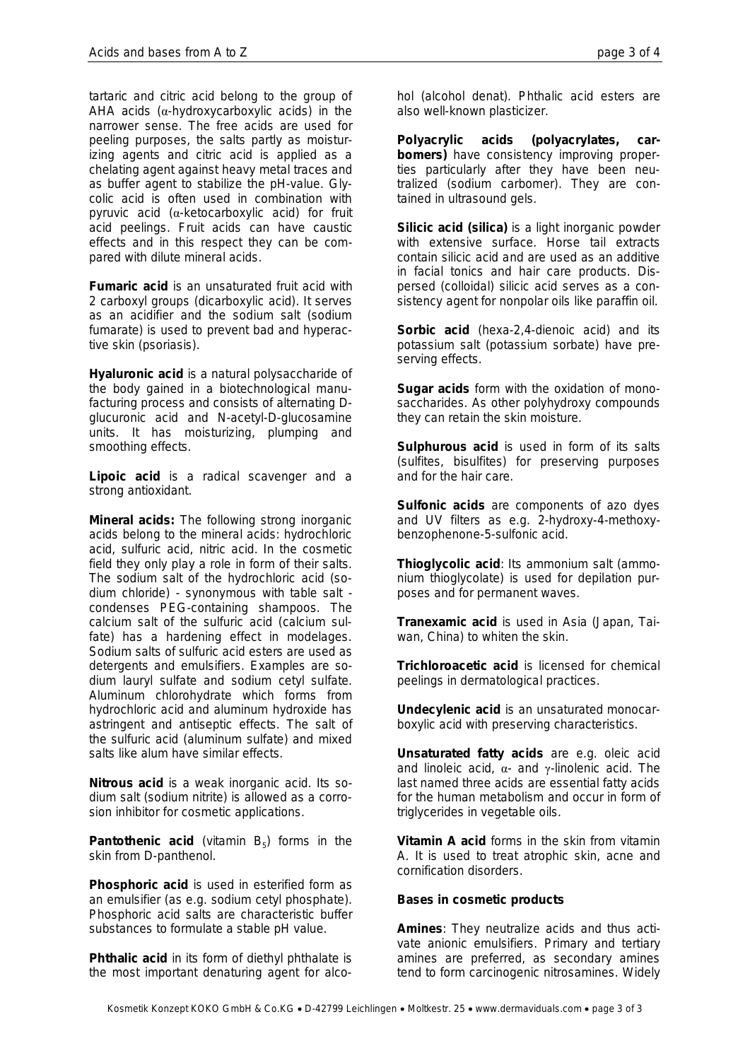tartaric and citric acid belong to the group of AHA acids (α-hydroxycarboxylic acids) in the narrower sense. The free acids are used for peeling purposes, the salts partly as moisturizing agents and citric acid is applied as a chelating agent against heavy metal traces and as buffer agent to stabilize the pH-value. Glycolic acid is often used in combination with pyruvic acid (α-ketocarboxylic acid) for fruit acid peelings. Fruit acids can have caustic effects and in this respect they can be compared with dilute mineral acids.

**Fumaric acid** is an unsaturated fruit acid with 2 carboxyl groups (dicarboxylic acid). It serves as an acidifier and the sodium salt (sodium fumarate) is used to prevent bad and hyperactive skin (psoriasis).

**Hyaluronic acid** is a natural polysaccharide of the body gained in a biotechnological manufacturing process and consists of alternating D-glucuronic acid and N-acetyl-D-glucosamine units. It has moisturizing, plumping and smoothing effects.

**Lipoic acid** is a radical scavenger and a strong antioxidant.

**Mineral acids:** The following strong inorganic acids belong to the mineral acids: hydrochloric acid, sulfuric acid, nitric acid. In the cosmetic field they only play a role in form of their salts. The sodium salt of the hydrochloric acid (sodium chloride) - synonymous with table salt - condenses PEG-containing shampoos. The calcium salt of the sulfuric acid (calcium sulfate) has a hardening effect in modelages. Sodium salts of sulfuric acid esters are used as detergents and emulsifiers. Examples are sodium lauryl sulfate and sodium cetyl sulfate. Aluminum chlorohydrate which forms from hydrochloric acid and aluminum hydroxide has astringent and antiseptic effects. The salt of the sulfuric acid (aluminum sulfate) and mixed salts like alum have similar effects.

**Nitrous acid** is a weak inorganic acid. Its sodium salt (sodium nitrite) is allowed as a corrosion inhibitor for cosmetic applications.

**Pantothenic acid** (vitamin $B_5$) forms in the skin from D-panthenol.

**Phosphoric acid** is used in esterified form as an emulsifier (as e.g. sodium cetyl phosphate). Phosphoric acid salts are characteristic buffer substances to formulate a stable pH value.

**Phthalic acid** in its form of diethyl phthalate is the most important denaturing agent for alcohol (alcohol denat). Phthalic acid esters are also well-known plasticizer.

**Polyacrylic acids (polyacrylates, carbomers)** have consistency improving properties particularly after they have been neutralized (sodium carbomer). They are contained in ultrasound gels.

**Silicic acid (silica)** is a light inorganic powder with extensive surface. Horse tail extracts contain silicic acid and are used as an additive in facial tonics and hair care products. Dispersed (colloidal) silicic acid serves as a consistency agent for nonpolar oils like paraffin oil.

**Sorbic acid** (hexa-2,4-dienoic acid) and its potassium salt (potassium sorbate) have preserving effects.

**Sugar acids** form with the oxidation of monosaccharides. As other polyhydroxy compounds they can retain the skin moisture.

**Sulphurous acid** is used in form of its salts (sulfites, bisulfites) for preserving purposes and for the hair care.

**Sulfonic acids** are components of azo dyes and UV filters as e.g. 2-hydroxy-4-methoxybenzophenone-5-sulfonic acid.

**Thioglycolic acid**: Its ammonium salt (ammonium thioglycolate) is used for depilation purposes and for permanent waves.

**Tranexamic acid** is used in Asia (Japan, Taiwan, China) to whiten the skin.

**Trichloroacetic acid** is licensed for chemical peelings in dermatological practices.

**Undecylenic acid** is an unsaturated monocarboxylic acid with preserving characteristics.

**Unsaturated fatty acids** are e.g. oleic acid and linoleic acid, α- and γ-linolenic acid. The last named three acids are essential fatty acids for the human metabolism and occur in form of triglycerides in vegetable oils.

**Vitamin A acid** forms in the skin from vitamin A. It is used to treat atrophic skin, acne and cornification disorders.

### Bases in cosmetic products

**Amines**: They neutralize acids and thus activate anionic emulsifiers. Primary and tertiary amines are preferred, as secondary amines tend to form carcinogenic nitrosamines. Widely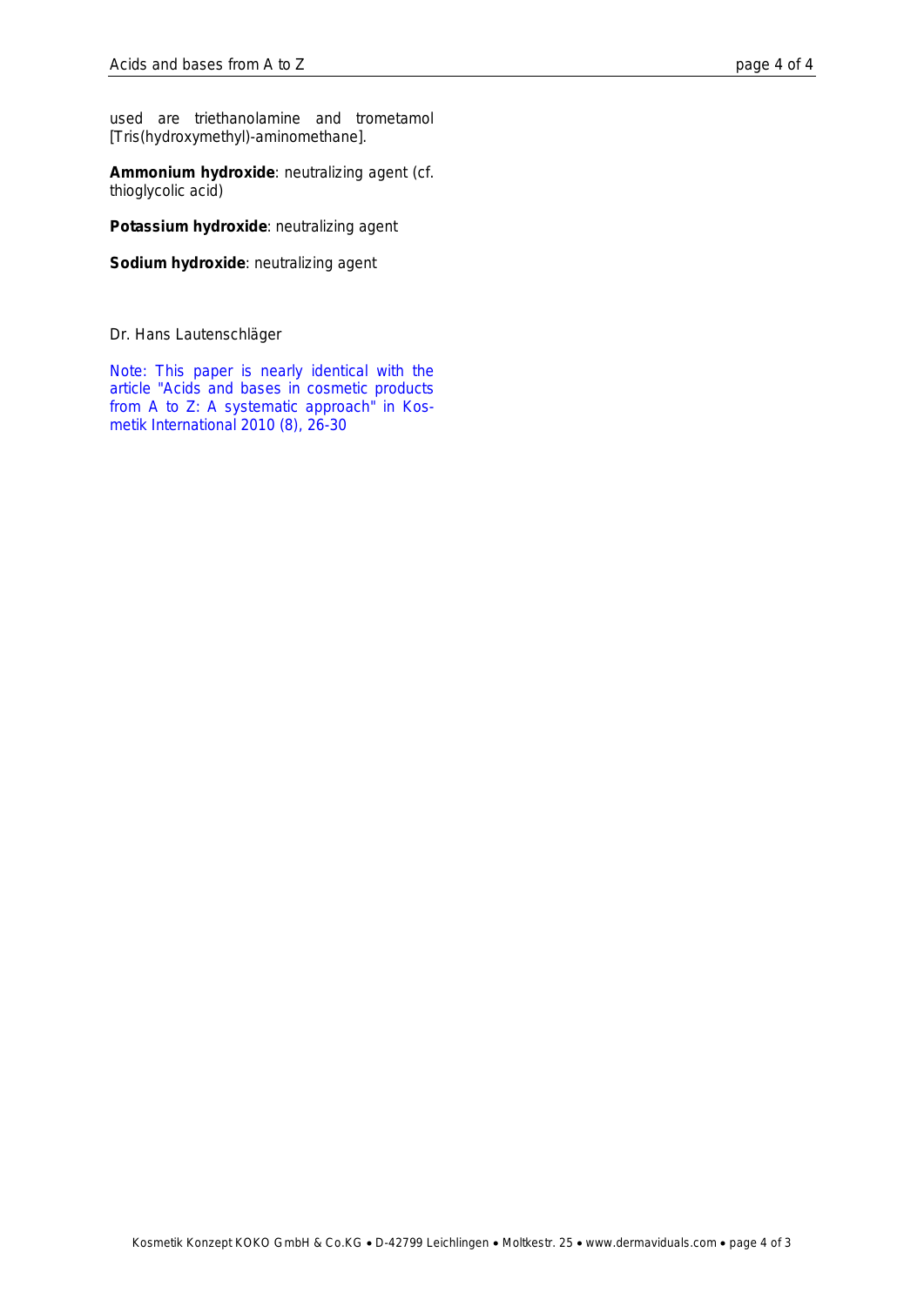used are triethanolamine and trometamol [Tris(hydroxymethyl)-aminomethane].

**Ammonium hydroxide**: neutralizing agent (cf. thioglycolic acid)

**Potassium hydroxide**: neutralizing agent

**Sodium hydroxide**: neutralizing agent

Dr. Hans Lautenschläger

Note: This paper is nearly identical with the article "Acids and bases in cosmetic products from A to Z: A systematic approach" in Kosmetik International 2010 (8), 26-30